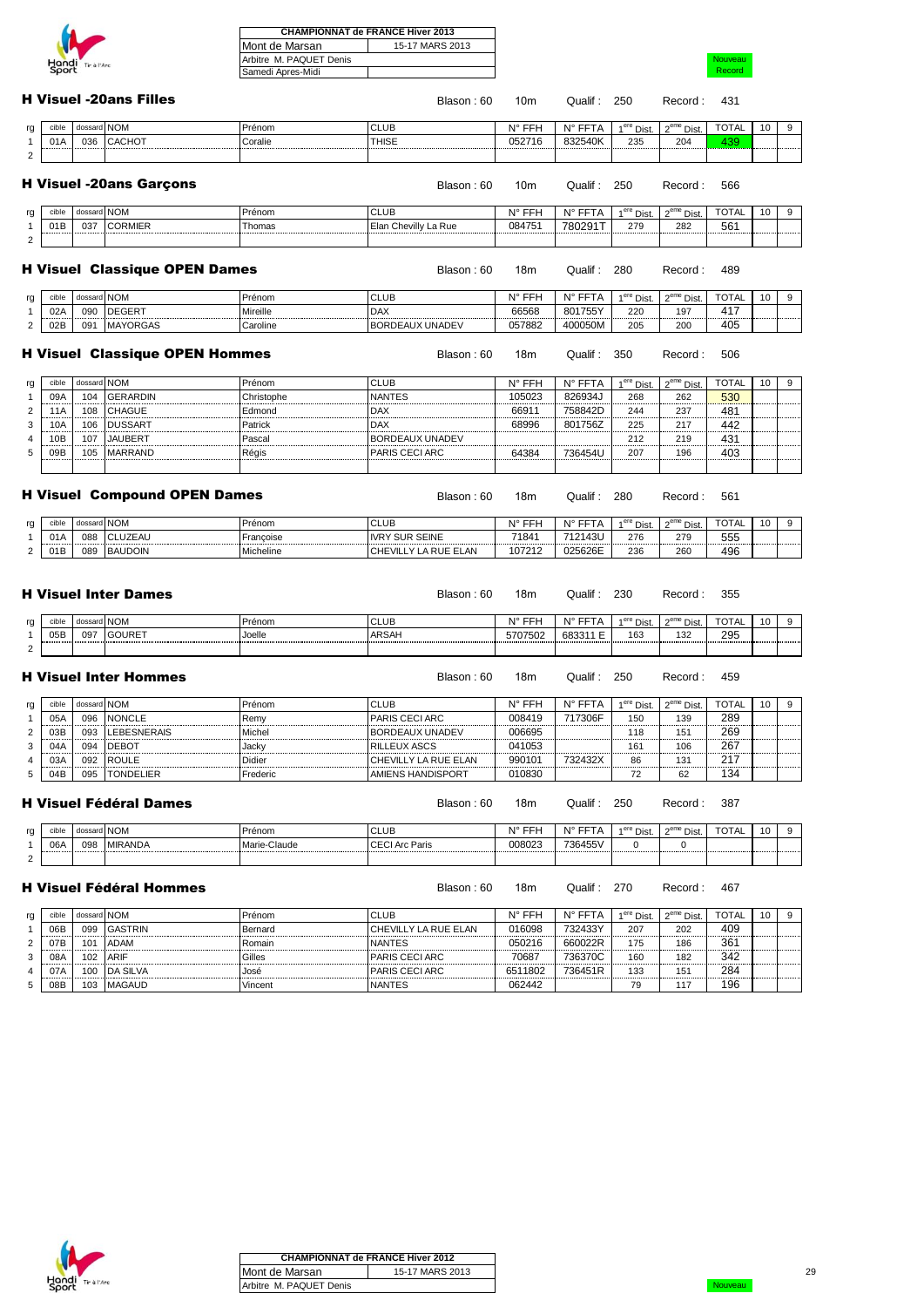| CHAMPIONNAT de FRANCE Hiver 2013 | |
|---|---|
| Mont de Marsan | 15-17 MARS 2013 |
| Arbitre M. PAQUET Denis | |
| Samedi Apres-Midi | |

Nouveau Record

## H Visuel -20ans Filles

Blason : 60 | 10m | Qualif : 250 | Record : 431

| rg | cible | dossard | NOM | Prénom | CLUB | N° FFH | N° FFTA | 1ere Dist. | 2eme Dist. | TOTAL | 10 | 9 |
|---|---|---|---|---|---|---|---|---|---|---|---|---|
| 1 | 01A | 036 | CACHOT | Coralie | THISE | 052716 | 832540K | 235 | 204 | 439 | | |
| 2 | | | | | | | | | | | | |

## H Visuel -20ans Garçons

Blason : 60 | 10m | Qualif : 250 | Record : 566

| rg | cible | dossard | NOM | Prénom | CLUB | N° FFH | N° FFTA | 1ere Dist. | 2eme Dist. | TOTAL | 10 | 9 |
|---|---|---|---|---|---|---|---|---|---|---|---|---|
| 1 | 01B | 037 | CORMIER | Thomas | Elan Chevilly La Rue | 084751 | 780291T | 279 | 282 | 561 | | |
| 2 | | | | | | | | | | | | |

## H Visuel Classique OPEN Dames

Blason : 60 | 18m | Qualif : 280 | Record : 489

| rg | cible | dossard | NOM | Prénom | CLUB | N° FFH | N° FFTA | 1ere Dist. | 2eme Dist. | TOTAL | 10 | 9 |
|---|---|---|---|---|---|---|---|---|---|---|---|---|
| 1 | 02A | 090 | DEGERT | Mireille | DAX | 66568 | 801755Y | 220 | 197 | 417 | | |
| 2 | 02B | 091 | MAYORGAS | Caroline | BORDEAUX UNADEV | 057882 | 400050M | 205 | 200 | 405 | | |

## H Visuel Classique OPEN Hommes

Blason : 60 | 18m | Qualif : 350 | Record : 506

| rg | cible | dossard | NOM | Prénom | CLUB | N° FFH | N° FFTA | 1ere Dist. | 2eme Dist. | TOTAL | 10 | 9 |
|---|---|---|---|---|---|---|---|---|---|---|---|---|
| 1 | 09A | 104 | GERARDIN | Christophe | NANTES | 105023 | 826934J | 268 | 262 | 530 | | |
| 2 | 11A | 108 | CHAGUE | Edmond | DAX | 66911 | 758842D | 244 | 237 | 481 | | |
| 3 | 10A | 106 | DUSSART | Patrick | DAX | 68996 | 801756Z | 225 | 217 | 442 | | |
| 4 | 10B | 107 | JAUBERT | Pascal | BORDEAUX UNADEV | | | 212 | 219 | 431 | | |
| 5 | 09B | 105 | MARRAND | Régis | PARIS CECI ARC | 64384 | 736454U | 207 | 196 | 403 | | |

## H Visuel Compound OPEN Dames

Blason : 60 | 18m | Qualif : 280 | Record : 561

| rg | cible | dossard | NOM | Prénom | CLUB | N° FFH | N° FFTA | 1ere Dist. | 2eme Dist. | TOTAL | 10 | 9 |
|---|---|---|---|---|---|---|---|---|---|---|---|---|
| 1 | 01A | 088 | CLUZEAU | Françoise | IVRY SUR SEINE | 71841 | 712143U | 276 | 279 | 555 | | |
| 2 | 01B | 089 | BAUDOIN | Micheline | CHEVILLY LA RUE ELAN | 107212 | 025626E | 236 | 260 | 496 | | |

## H Visuel Inter Dames

Blason : 60 | 18m | Qualif : 230 | Record : 355

| rg | cible | dossard | NOM | Prénom | CLUB | N° FFH | N° FFTA | 1ere Dist. | 2eme Dist. | TOTAL | 10 | 9 |
|---|---|---|---|---|---|---|---|---|---|---|---|---|
| 1 | 05B | 097 | GOURET | Joelle | ARSAH | 5707502 | 683311 E | 163 | 132 | 295 | | |
| 2 | | | | | | | | | | | | |

## H Visuel Inter Hommes

Blason : 60 | 18m | Qualif : 250 | Record : 459

| rg | cible | dossard | NOM | Prénom | CLUB | N° FFH | N° FFTA | 1ere Dist. | 2eme Dist. | TOTAL | 10 | 9 |
|---|---|---|---|---|---|---|---|---|---|---|---|---|
| 1 | 05A | 096 | NONCLE | Remy | PARIS CECI ARC | 008419 | 717306F | 150 | 139 | 289 | | |
| 2 | 03B | 093 | LEBESNERAIS | Michel | BORDEAUX UNADEV | 006695 | | 118 | 151 | 269 | | |
| 3 | 04A | 094 | DEBOT | Jacky | RILLEUX ASCS | 041053 | | 161 | 106 | 267 | | |
| 4 | 03A | 092 | ROULE | Didier | CHEVILLY LA RUE ELAN | 990101 | 732432X | 86 | 131 | 217 | | |
| 5 | 04B | 095 | TONDELIER | Frederic | AMIENS HANDISPORT | 010830 | | 72 | 62 | 134 | | |

## H Visuel Fédéral Dames

Blason : 60 | 18m | Qualif : 250 | Record : 387

| rg | cible | dossard | NOM | Prénom | CLUB | N° FFH | N° FFTA | 1ere Dist. | 2eme Dist. | TOTAL | 10 | 9 |
|---|---|---|---|---|---|---|---|---|---|---|---|---|
| 1 | 06A | 098 | MIRANDA | Marie-Claude | CECI Arc Paris | 008023 | 736455V | 0 | 0 | | | |
| 2 | | | | | | | | | | | | |

## H Visuel Fédéral Hommes

Blason : 60 | 18m | Qualif : 270 | Record : 467

| rg | cible | dossard | NOM | Prénom | CLUB | N° FFH | N° FFTA | 1ere Dist. | 2eme Dist. | TOTAL | 10 | 9 |
|---|---|---|---|---|---|---|---|---|---|---|---|---|
| 1 | 06B | 099 | GASTRIN | Bernard | CHEVILLY LA RUE ELAN | 016098 | 732433Y | 207 | 202 | 409 | | |
| 2 | 07B | 101 | ADAM | Romain | NANTES | 050216 | 660022R | 175 | 186 | 361 | | |
| 3 | 08A | 102 | ARIF | Gilles | PARIS CECI ARC | 70687 | 736370C | 160 | 182 | 342 | | |
| 4 | 07A | 100 | DA SILVA | José | PARIS CECI ARC | 6511802 | 736451R | 133 | 151 | 284 | | |
| 5 | 08B | 103 | MAGAUD | Vincent | NANTES | 062442 | | 79 | 117 | 196 | | |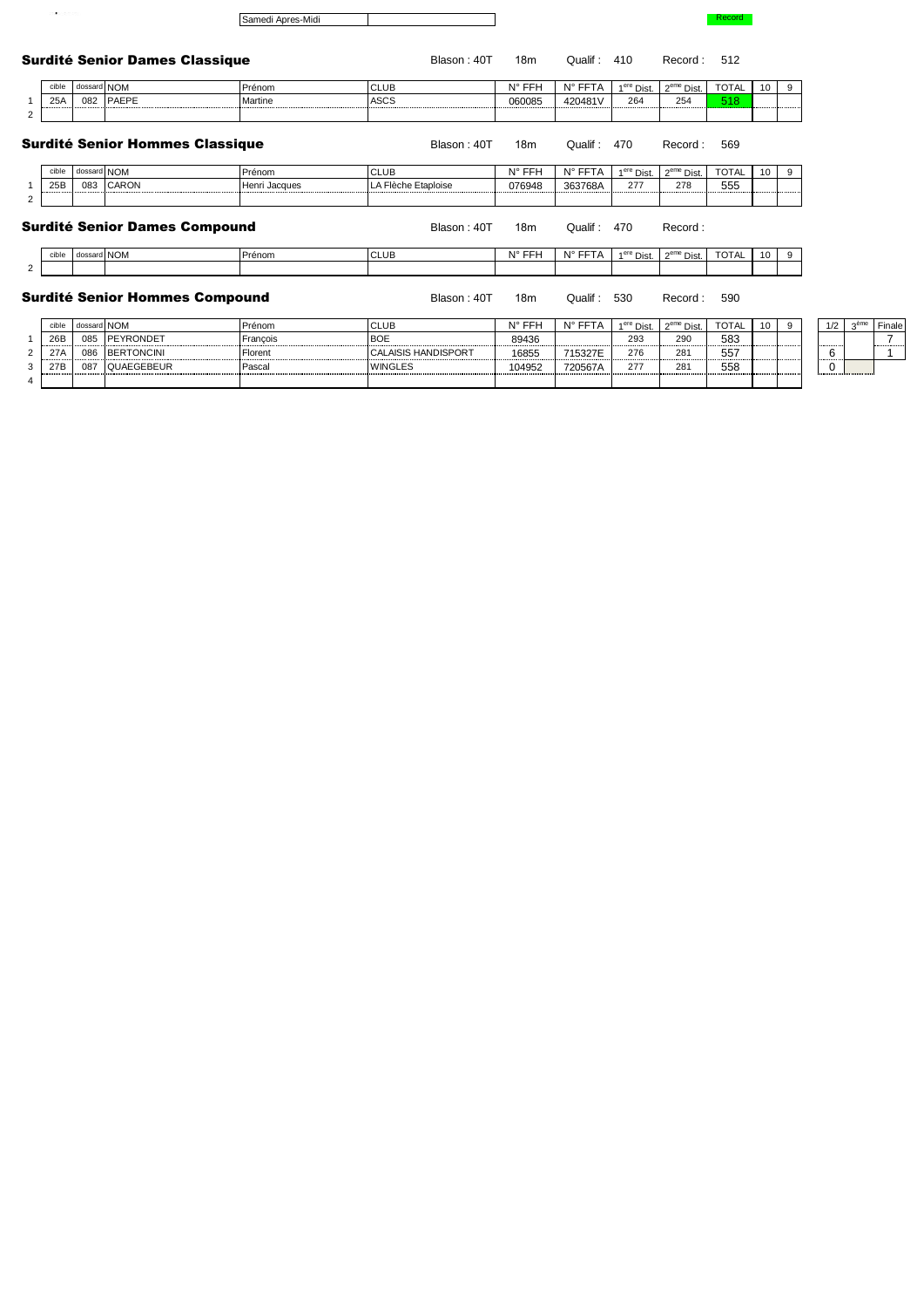Samedi Apres-Midi

Record

## Surdité Senior Dames Classique

Blason : 40T 18m Qualif : 410 Record : 512

| | cible | dossard | NOM | Prénom | CLUB | N° FFH | N° FFTA | 1ere Dist. | 2eme Dist. | TOTAL | 10 | 9 |
|---|---|---|---|---|---|---|---|---|---|---|---|---|
| 1 | 25A | 082 | PAEPE | Martine | ASCS | 060085 | 420481V | 264 | 254 | 518 | | |
| 2 | | | | | | | | | | | | |

## Surdité Senior Hommes Classique

Blason : 40T 18m Qualif : 470 Record : 569

| | cible | dossard | NOM | Prénom | CLUB | N° FFH | N° FFTA | 1ere Dist. | 2eme Dist. | TOTAL | 10 | 9 |
|---|---|---|---|---|---|---|---|---|---|---|---|---|
| 1 | 25B | 083 | CARON | Henri Jacques | LA Flèche Etaploise | 076948 | 363768A | 277 | 278 | 555 | | |
| 2 | | | | | | | | | | | | |

## Surdité Senior Dames Compound

Blason : 40T 18m Qualif : 470 Record :

| | cible | dossard | NOM | Prénom | CLUB | N° FFH | N° FFTA | 1ere Dist. | 2eme Dist. | TOTAL | 10 | 9 |
|---|---|---|---|---|---|---|---|---|---|---|---|---|
| 2 | | | | | | | | | | | | |

## Surdité Senior Hommes Compound

Blason : 40T 18m Qualif : 530 Record : 590

| | cible | dossard | NOM | Prénom | CLUB | N° FFH | N° FFTA | 1ere Dist. | 2eme Dist. | TOTAL | 10 | 9 | 1/2 | 3ème | Finale |
|---|---|---|---|---|---|---|---|---|---|---|---|---|---|---|---|
| 1 | 26B | 085 | PEYRONDET | François | BOE | 89436 | | 293 | 290 | 583 | | | | | 7 |
| 2 | 27A | 086 | BERTONCINI | Florent | CALAISIS HANDISPORT | 16855 | 715327E | 276 | 281 | 557 | | | 6 | | 1 |
| 3 | 27B | 087 | QUAEGEBEUR | Pascal | WINGLES | 104952 | 720567A | 277 | 281 | 558 | | | 0 | | |
| 4 | | | | | | | | | | | | | | | |